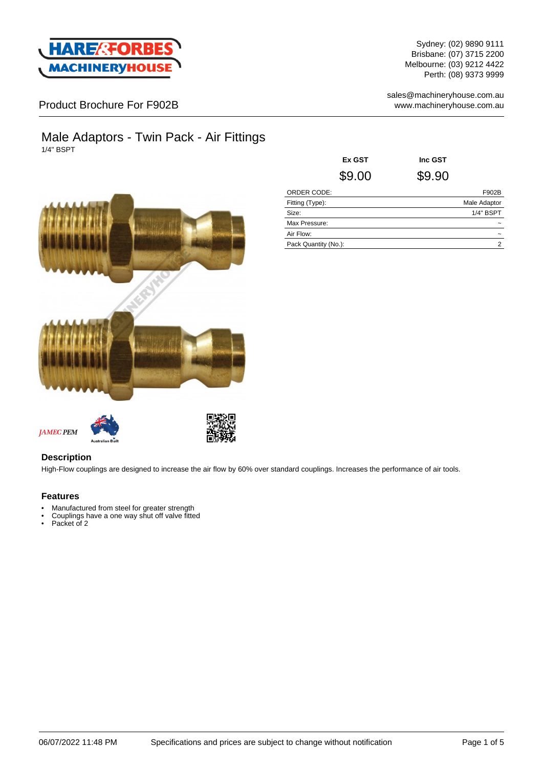Sydney: (02) 9890 9111
Brisbane: (07) 3715 2200
Melbourne: (03) 9212 4422
Perth: (08) 9373 9999

sales@machineryhouse.com.au
www.machineryhouse.com.au

Product Brochure For F902B

# Male Adaptors - Twin Pack - Air Fittings

1/4" BSPT

| Ex GST | Inc GST |
|---|---|
| $9.00 | $9.90 |

| | |
|---|---|
| ORDER CODE: | F902B |
| Fitting (Type): | Male Adaptor |
| Size: | 1/4" BSPT |
| Max Pressure: | ~ |
| Air Flow: | ~ |
| Pack Quantity (No.): | 2 |

## Description

High-Flow couplings are designed to increase the air flow by 60% over standard couplings. Increases the performance of air tools.

## Features

- Manufactured from steel for greater strength
- Couplings have a one way shut off valve fitted
- Packet of 2

06/07/2022 11:48 PM Specifications and prices are subject to change without notification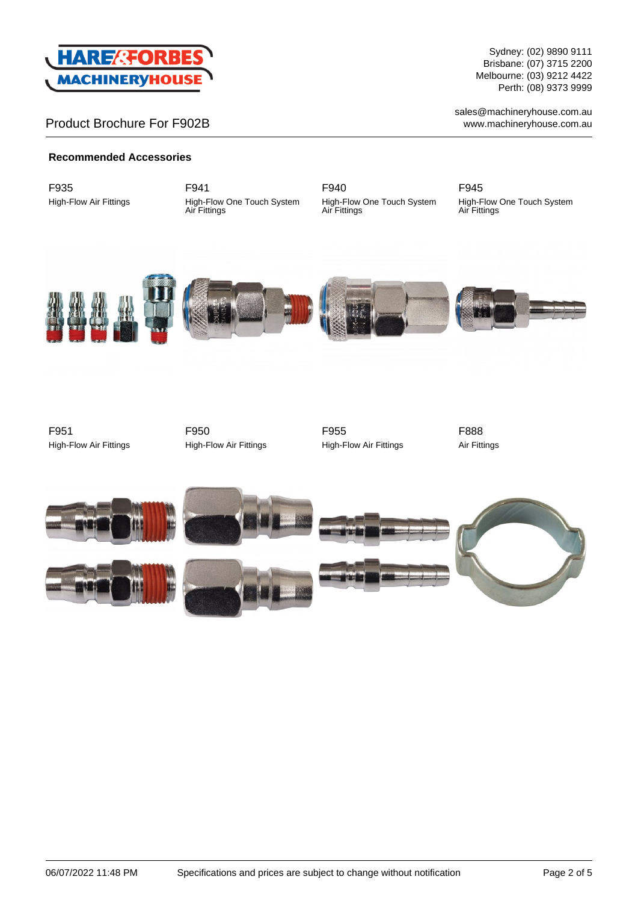Product Brochure For F902B

Sydney: (02) 9890 9111
Brisbane: (07) 3715 2200
Melbourne: (03) 9212 4422
Perth: (08) 9373 9999

sales@machineryhouse.com.au
www.machineryhouse.com.au

**Recommended Accessories**

F935
High-Flow Air Fittings

F941
High-Flow One Touch System Air Fittings

F940
High-Flow One Touch System Air Fittings

F945
High-Flow One Touch System Air Fittings

F951
High-Flow Air Fittings

F950
High-Flow Air Fittings

F955
High-Flow Air Fittings

F888
Air Fittings

06/07/2022 11:48 PM Specifications and prices are subject to change without notification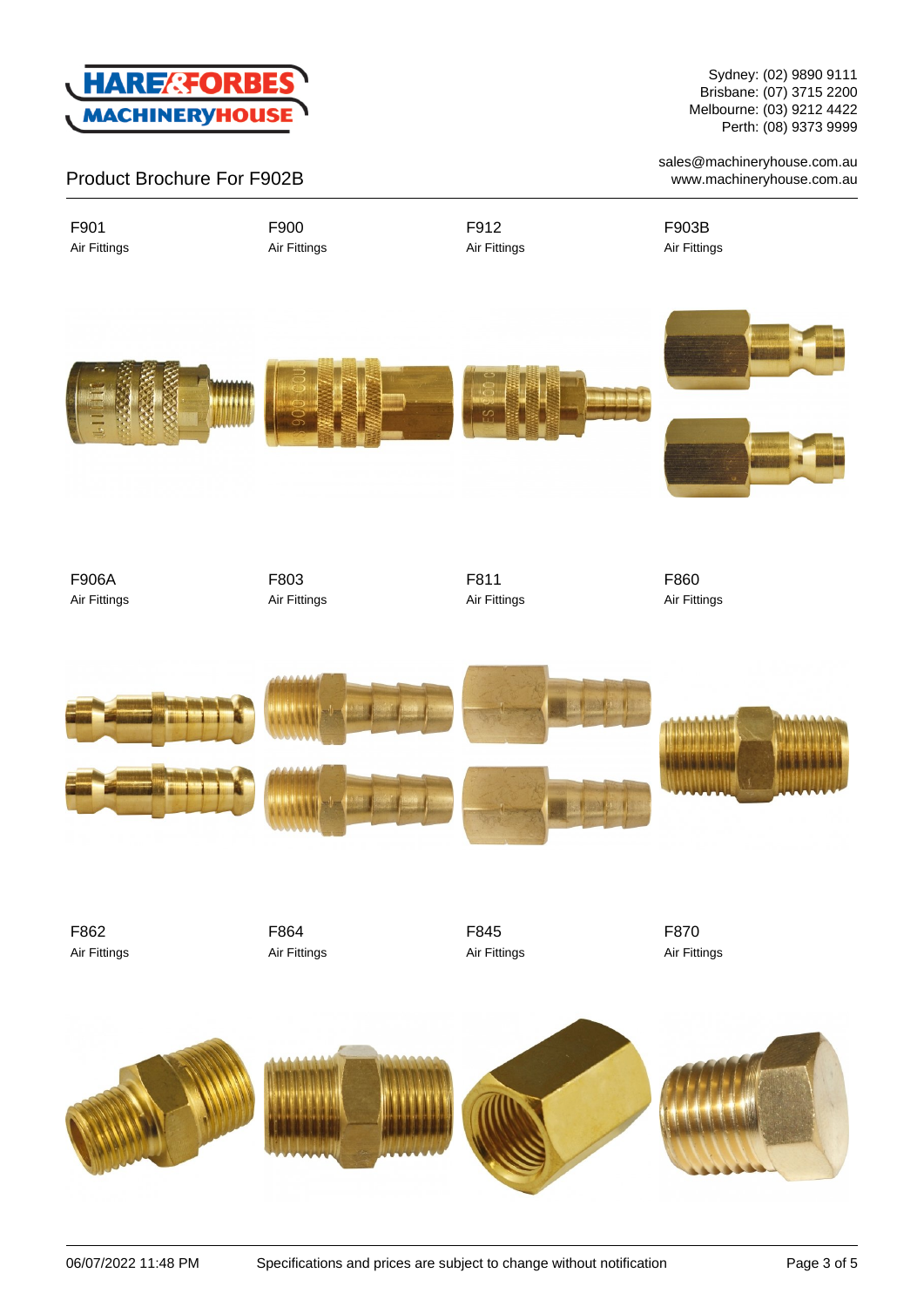Sydney: (02) 9890 9111
Brisbane: (07) 3715 2200
Melbourne: (03) 9212 4422
Perth: (08) 9373 9999

sales@machineryhouse.com.au
www.machineryhouse.com.au

Product Brochure For F902B

F901
Air Fittings

F900
Air Fittings

F912
Air Fittings

F903B
Air Fittings

F906A
Air Fittings

F803
Air Fittings

F811
Air Fittings

F860
Air Fittings

F862
Air Fittings

F864
Air Fittings

F845
Air Fittings

F870
Air Fittings

06/07/2022 11:48 PM

Specifications and prices are subject to change without notification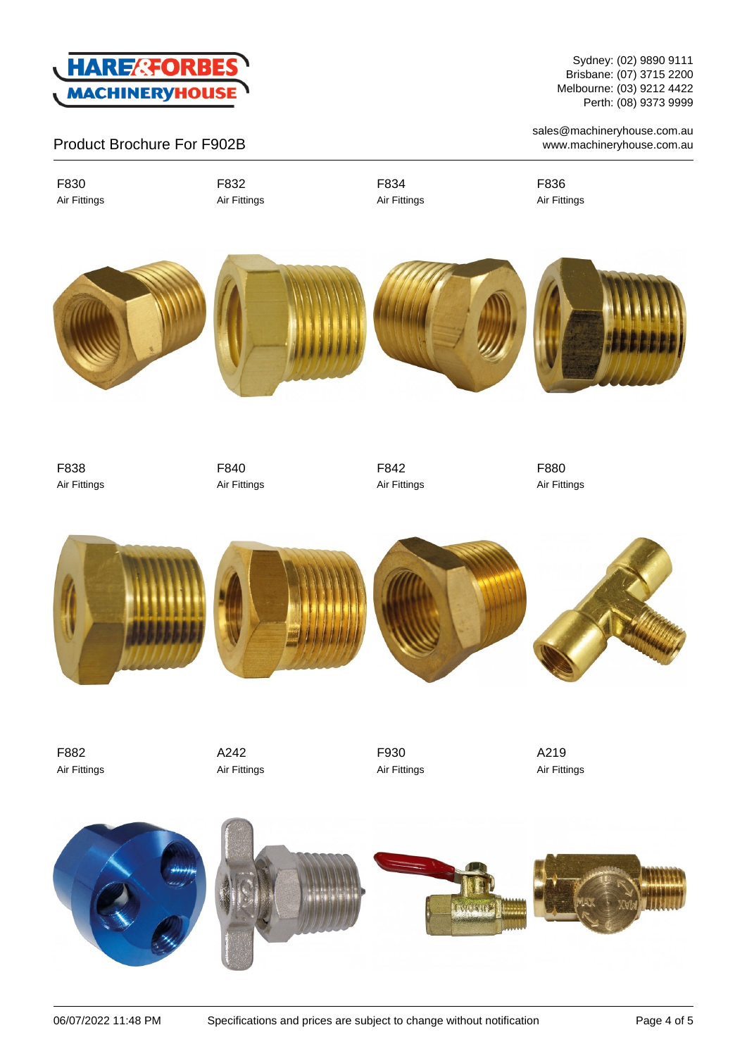Product Brochure For F902B

Sydney: (02) 9890 9111
Brisbane: (07) 3715 2200
Melbourne: (03) 9212 4422
Perth: (08) 9373 9999

sales@machineryhouse.com.au
www.machineryhouse.com.au

F830
Air Fittings

F832
Air Fittings

F834
Air Fittings

F836
Air Fittings

F838
Air Fittings

F840
Air Fittings

F842
Air Fittings

F880
Air Fittings

F882
Air Fittings

A242
Air Fittings

F930
Air Fittings

A219
Air Fittings

06/07/2022 11:48 PM Specifications and prices are subject to change without notification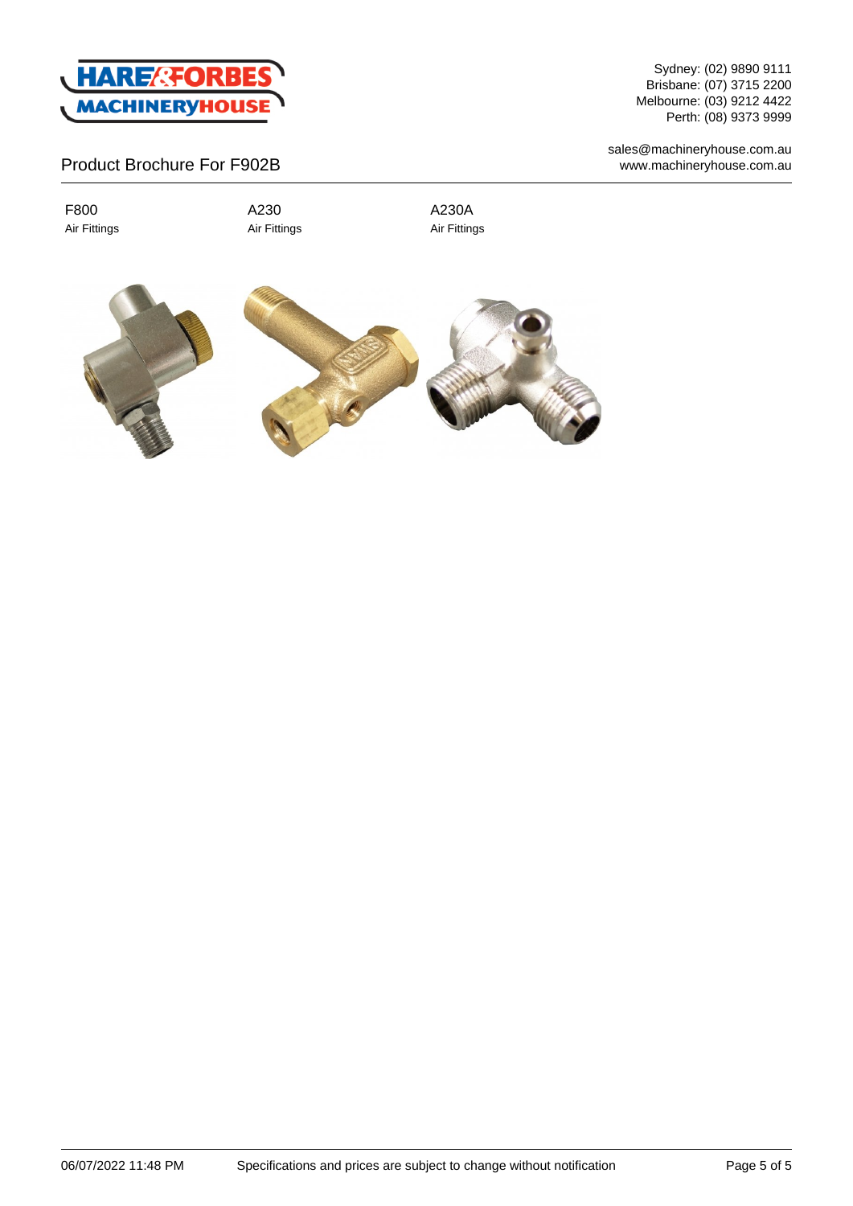Sydney: (02) 9890 9111
Brisbane: (07) 3715 2200
Melbourne: (03) 9212 4422
Perth: (08) 9373 9999

sales@machineryhouse.com.au
www.machineryhouse.com.au

# Product Brochure For F902B

| | | |
|---|---|---|
| F800<br>Air Fittings | A230<br>Air Fittings | A230A<br>Air Fittings |